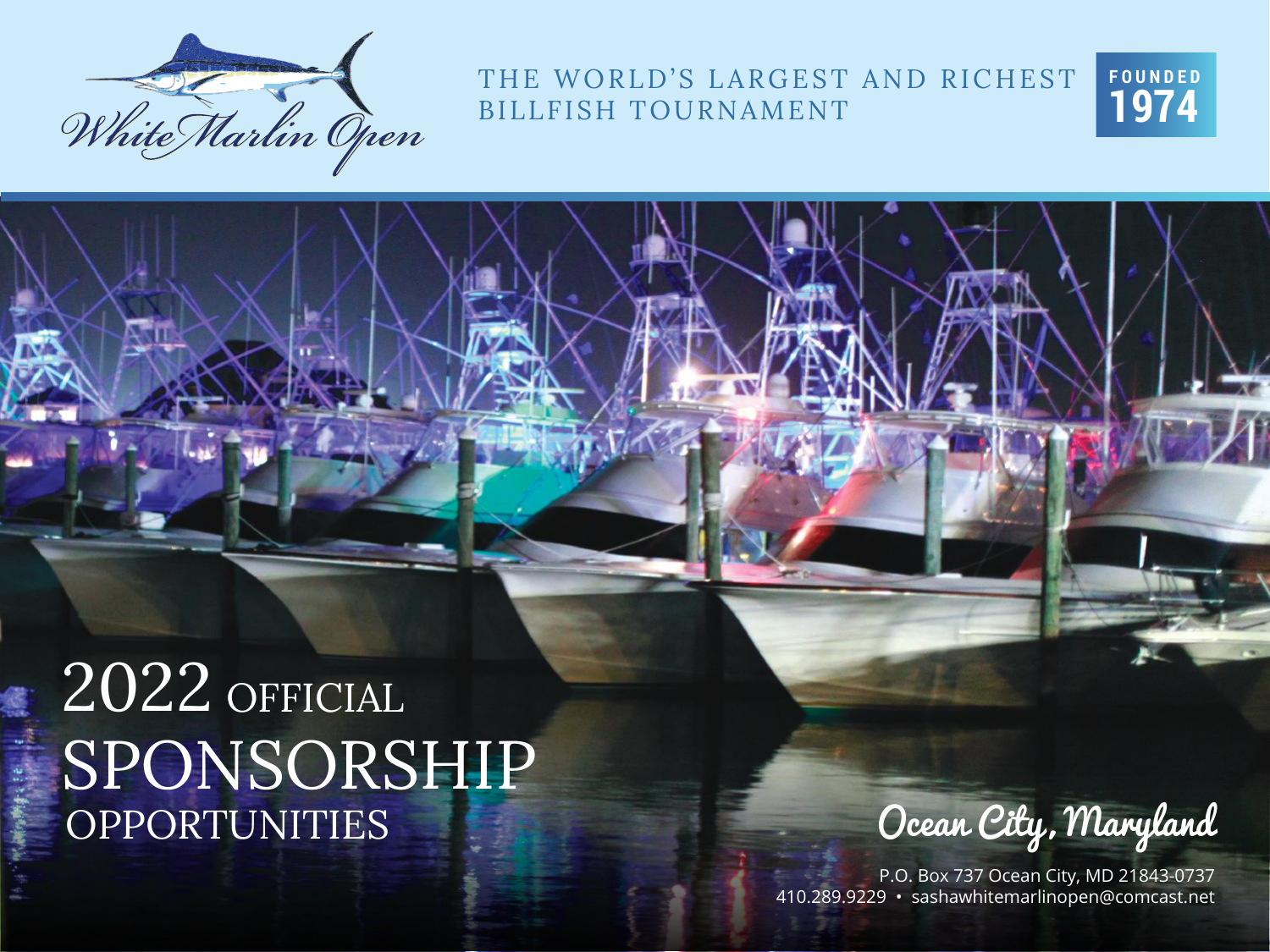White Marlin Open

THE WORLD'S LARGEST AND RICHEST BILLFISH TOURNAMENT

FOUNDED 1974

# 2022 OFFICIAL SPONSORSHIP OPPORTUNITIES

Ocean City, Maryland

P.O. Box 737 Ocean City, MD 21843-0737
410.289.9229 • sashawhitemarlinopen@comcast.net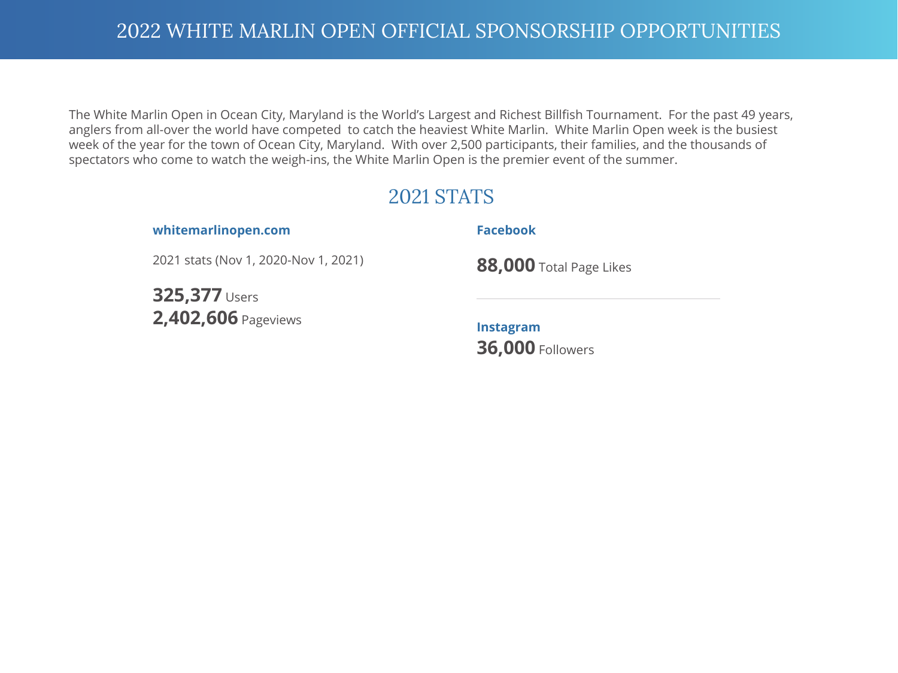# 2022 WHITE MARLIN OPEN OFFICIAL SPONSORSHIP OPPORTUNITIES

The White Marlin Open in Ocean City, Maryland is the World's Largest and Richest Billfish Tournament. For the past 49 years, anglers from all-over the world have competed to catch the heaviest White Marlin. White Marlin Open week is the busiest week of the year for the town of Ocean City, Maryland. With over 2,500 participants, their families, and the thousands of spectators who come to watch the weigh-ins, the White Marlin Open is the premier event of the summer.

## 2021 STATS

### whitemarlinopen.com

2021 stats (Nov 1, 2020-Nov 1, 2021)

**325,377** Users
**2,402,606** Pageviews

### Facebook

**88,000** Total Page Likes

---

### Instagram

**36,000** Followers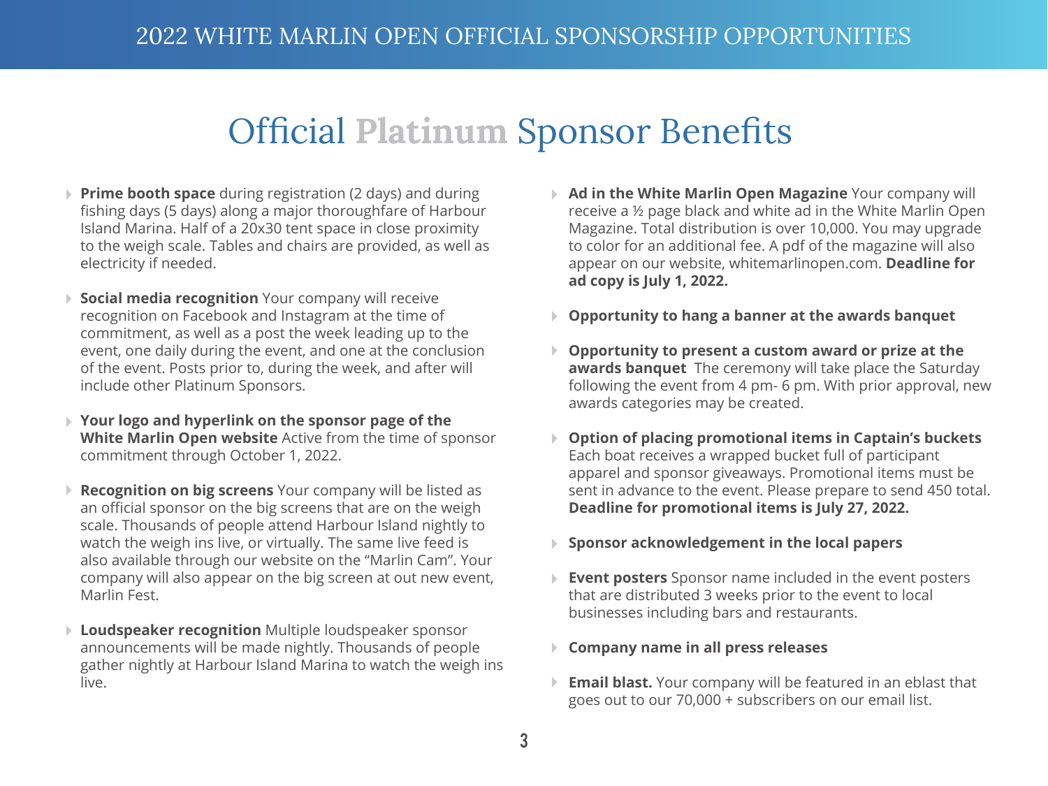# Official Platinum Sponsor Benefits

- **Prime booth space** during registration (2 days) and during fishing days (5 days) along a major thoroughfare of Harbour Island Marina. Half of a 20x30 tent space in close proximity to the weigh scale. Tables and chairs are provided, as well as electricity if needed.
- **Social media recognition** Your company will receive recognition on Facebook and Instagram at the time of commitment, as well as a post the week leading up to the event, one daily during the event, and one at the conclusion of the event. Posts prior to, during the week, and after will include other Platinum Sponsors.
- **Your logo and hyperlink on the sponsor page of the White Marlin Open website** Active from the time of sponsor commitment through October 1, 2022.
- **Recognition on big screens** Your company will be listed as an official sponsor on the big screens that are on the weigh scale. Thousands of people attend Harbour Island nightly to watch the weigh ins live, or virtually. The same live feed is also available through our website on the "Marlin Cam". Your company will also appear on the big screen at out new event, Marlin Fest.
- **Loudspeaker recognition** Multiple loudspeaker sponsor announcements will be made nightly. Thousands of people gather nightly at Harbour Island Marina to watch the weigh ins live.
- **Ad in the White Marlin Open Magazine** Your company will receive a ½ page black and white ad in the White Marlin Open Magazine. Total distribution is over 10,000. You may upgrade to color for an additional fee. A pdf of the magazine will also appear on our website, whitemarlinopen.com. **Deadline for ad copy is July 1, 2022.**
- **Opportunity to hang a banner at the awards banquet**
- **Opportunity to present a custom award or prize at the awards banquet** The ceremony will take place the Saturday following the event from 4 pm- 6 pm. With prior approval, new awards categories may be created.
- **Option of placing promotional items in Captain's buckets** Each boat receives a wrapped bucket full of participant apparel and sponsor giveaways. Promotional items must be sent in advance to the event. Please prepare to send 450 total. **Deadline for promotional items is July 27, 2022.**
- **Sponsor acknowledgement in the local papers**
- **Event posters** Sponsor name included in the event posters that are distributed 3 weeks prior to the event to local businesses including bars and restaurants.
- **Company name in all press releases**
- **Email blast.** Your company will be featured in an eblast that goes out to our 70,000 + subscribers on our email list.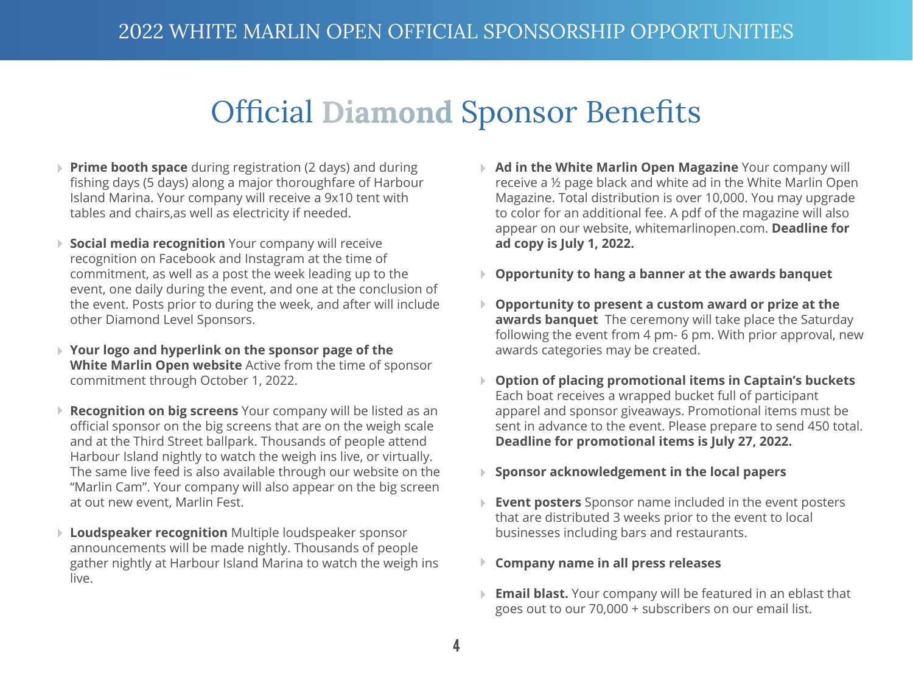# Official Diamond Sponsor Benefits

- **Prime booth space** during registration (2 days) and during fishing days (5 days) along a major thoroughfare of Harbour Island Marina. Your company will receive a 9x10 tent with tables and chairs,as well as electricity if needed.
- **Social media recognition** Your company will receive recognition on Facebook and Instagram at the time of commitment, as well as a post the week leading up to the event, one daily during the event, and one at the conclusion of the event. Posts prior to during the week, and after will include other Diamond Level Sponsors.
- **Your logo and hyperlink on the sponsor page of the White Marlin Open website** Active from the time of sponsor commitment through October 1, 2022.
- **Recognition on big screens** Your company will be listed as an official sponsor on the big screens that are on the weigh scale and at the Third Street ballpark. Thousands of people attend Harbour Island nightly to watch the weigh ins live, or virtually. The same live feed is also available through our website on the "Marlin Cam". Your company will also appear on the big screen at out new event, Marlin Fest.
- **Loudspeaker recognition** Multiple loudspeaker sponsor announcements will be made nightly. Thousands of people gather nightly at Harbour Island Marina to watch the weigh ins live.
- **Ad in the White Marlin Open Magazine** Your company will receive a ½ page black and white ad in the White Marlin Open Magazine. Total distribution is over 10,000. You may upgrade to color for an additional fee. A pdf of the magazine will also appear on our website, whitemarlinopen.com. **Deadline for ad copy is July 1, 2022.**
- **Opportunity to hang a banner at the awards banquet**
- **Opportunity to present a custom award or prize at the awards banquet** The ceremony will take place the Saturday following the event from 4 pm- 6 pm. With prior approval, new awards categories may be created.
- **Option of placing promotional items in Captain's buckets** Each boat receives a wrapped bucket full of participant apparel and sponsor giveaways. Promotional items must be sent in advance to the event. Please prepare to send 450 total. **Deadline for promotional items is July 27, 2022.**
- **Sponsor acknowledgement in the local papers**
- **Event posters** Sponsor name included in the event posters that are distributed 3 weeks prior to the event to local businesses including bars and restaurants.
- **Company name in all press releases**
- **Email blast.** Your company will be featured in an eblast that goes out to our 70,000 + subscribers on our email list.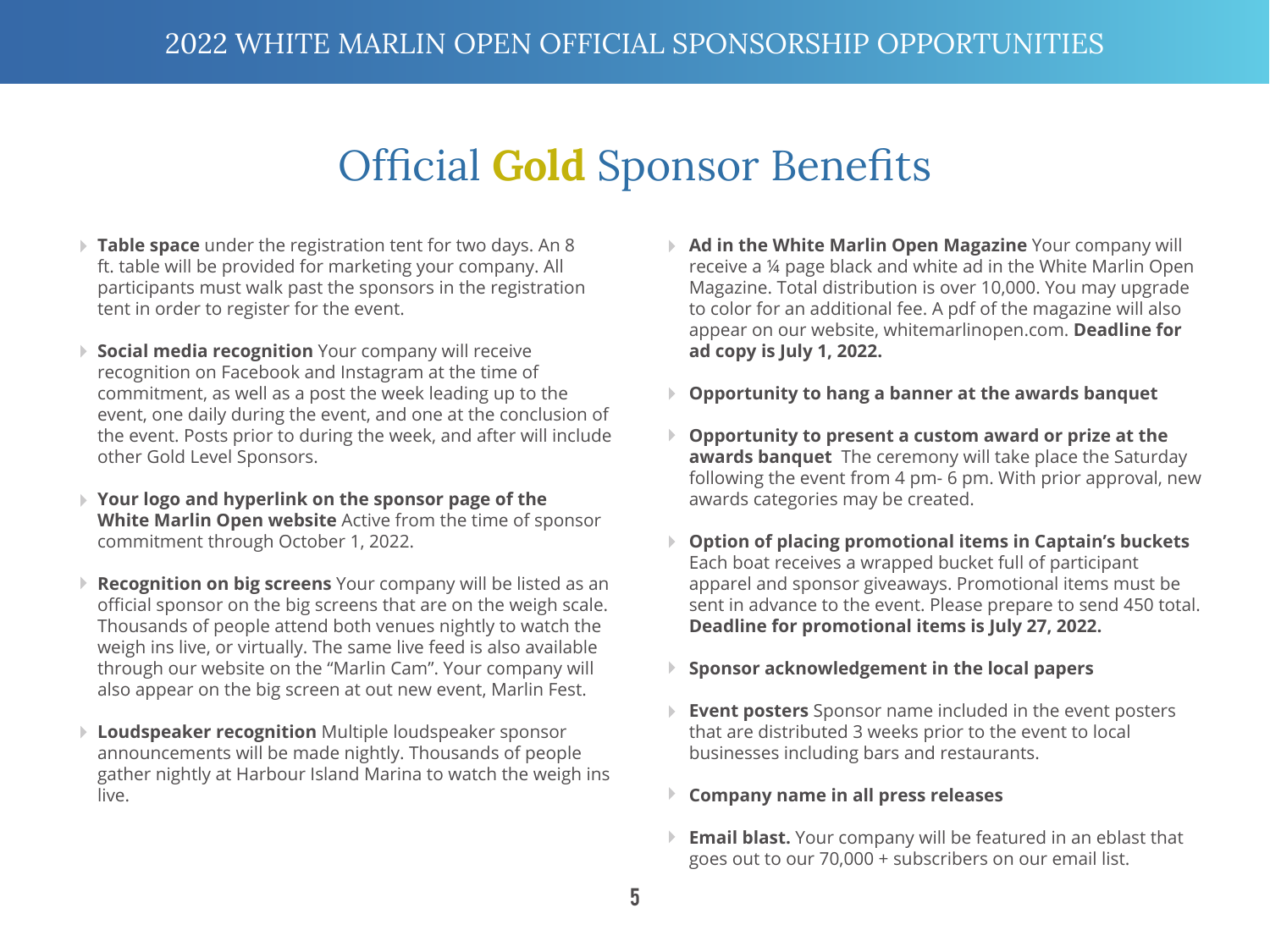# Official **Gold** Sponsor Benefits

- **Table space** under the registration tent for two days. An 8 ft. table will be provided for marketing your company. All participants must walk past the sponsors in the registration tent in order to register for the event.
- **Social media recognition** Your company will receive recognition on Facebook and Instagram at the time of commitment, as well as a post the week leading up to the event, one daily during the event, and one at the conclusion of the event. Posts prior to during the week, and after will include other Gold Level Sponsors.
- **Your logo and hyperlink on the sponsor page of the White Marlin Open website** Active from the time of sponsor commitment through October 1, 2022.
- **Recognition on big screens** Your company will be listed as an official sponsor on the big screens that are on the weigh scale. Thousands of people attend both venues nightly to watch the weigh ins live, or virtually. The same live feed is also available through our website on the "Marlin Cam". Your company will also appear on the big screen at out new event, Marlin Fest.
- **Loudspeaker recognition** Multiple loudspeaker sponsor announcements will be made nightly. Thousands of people gather nightly at Harbour Island Marina to watch the weigh ins live.
- **Ad in the White Marlin Open Magazine** Your company will receive a ¼ page black and white ad in the White Marlin Open Magazine. Total distribution is over 10,000. You may upgrade to color for an additional fee. A pdf of the magazine will also appear on our website, whitemarlinopen.com. **Deadline for ad copy is July 1, 2022.**
- **Opportunity to hang a banner at the awards banquet**
- **Opportunity to present a custom award or prize at the awards banquet** The ceremony will take place the Saturday following the event from 4 pm- 6 pm. With prior approval, new awards categories may be created.
- **Option of placing promotional items in Captain's buckets** Each boat receives a wrapped bucket full of participant apparel and sponsor giveaways. Promotional items must be sent in advance to the event. Please prepare to send 450 total. **Deadline for promotional items is July 27, 2022.**
- **Sponsor acknowledgement in the local papers**
- **Event posters** Sponsor name included in the event posters that are distributed 3 weeks prior to the event to local businesses including bars and restaurants.
- **Company name in all press releases**
- **Email blast.** Your company will be featured in an eblast that goes out to our 70,000 + subscribers on our email list.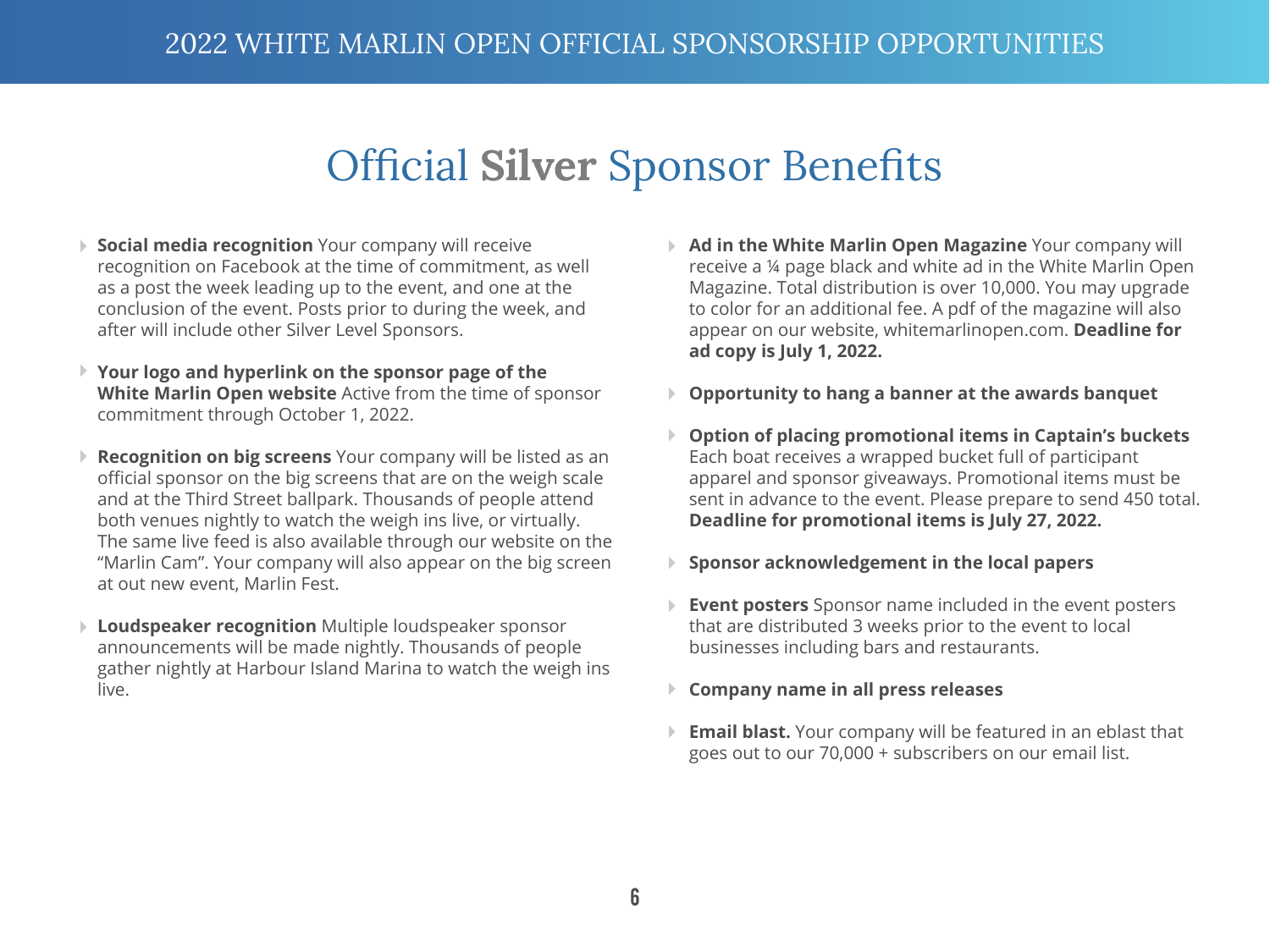2022 WHITE MARLIN OPEN OFFICIAL SPONSORSHIP OPPORTUNITIES

# Official **Silver** Sponsor Benefits

- **Social media recognition** Your company will receive recognition on Facebook at the time of commitment, as well as a post the week leading up to the event, and one at the conclusion of the event. Posts prior to during the week, and after will include other Silver Level Sponsors.

- **Your logo and hyperlink on the sponsor page of the White Marlin Open website** Active from the time of sponsor commitment through October 1, 2022.

- **Recognition on big screens** Your company will be listed as an official sponsor on the big screens that are on the weigh scale and at the Third Street ballpark. Thousands of people attend both venues nightly to watch the weigh ins live, or virtually. The same live feed is also available through our website on the "Marlin Cam". Your company will also appear on the big screen at out new event, Marlin Fest.

- **Loudspeaker recognition** Multiple loudspeaker sponsor announcements will be made nightly. Thousands of people gather nightly at Harbour Island Marina to watch the weigh ins live.

- **Ad in the White Marlin Open Magazine** Your company will receive a ¼ page black and white ad in the White Marlin Open Magazine. Total distribution is over 10,000. You may upgrade to color for an additional fee. A pdf of the magazine will also appear on our website, whitemarlinopen.com. **Deadline for ad copy is July 1, 2022.**

- **Opportunity to hang a banner at the awards banquet**

- **Option of placing promotional items in Captain's buckets** Each boat receives a wrapped bucket full of participant apparel and sponsor giveaways. Promotional items must be sent in advance to the event. Please prepare to send 450 total. **Deadline for promotional items is July 27, 2022.**

- **Sponsor acknowledgement in the local papers**

- **Event posters** Sponsor name included in the event posters that are distributed 3 weeks prior to the event to local businesses including bars and restaurants.

- **Company name in all press releases**

- **Email blast.** Your company will be featured in an eblast that goes out to our 70,000 + subscribers on our email list.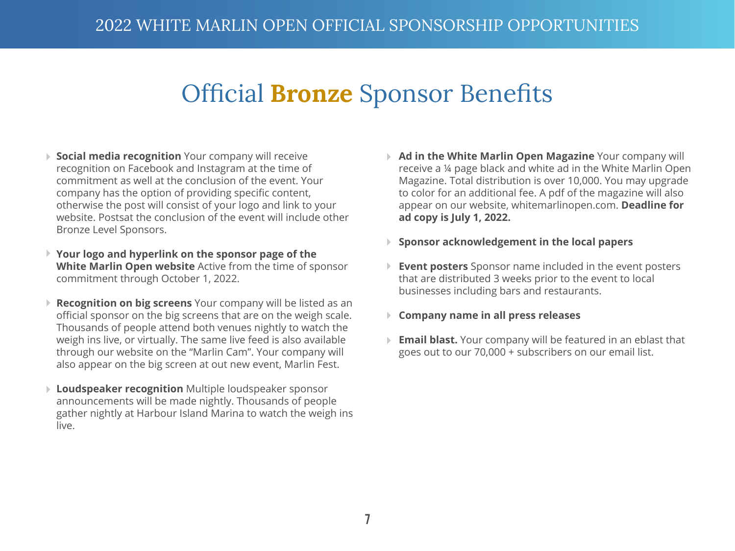# Official **Bronze** Sponsor Benefits

- **Social media recognition** Your company will receive recognition on Facebook and Instagram at the time of commitment as well at the conclusion of the event. Your company has the option of providing specific content, otherwise the post will consist of your logo and link to your website. Postsat the conclusion of the event will include other Bronze Level Sponsors.
- **Your logo and hyperlink on the sponsor page of the White Marlin Open website** Active from the time of sponsor commitment through October 1, 2022.
- **Recognition on big screens** Your company will be listed as an official sponsor on the big screens that are on the weigh scale. Thousands of people attend both venues nightly to watch the weigh ins live, or virtually. The same live feed is also available through our website on the "Marlin Cam". Your company will also appear on the big screen at out new event, Marlin Fest.
- **Loudspeaker recognition** Multiple loudspeaker sponsor announcements will be made nightly. Thousands of people gather nightly at Harbour Island Marina to watch the weigh ins live.
- **Ad in the White Marlin Open Magazine** Your company will receive a ¼ page black and white ad in the White Marlin Open Magazine. Total distribution is over 10,000. You may upgrade to color for an additional fee. A pdf of the magazine will also appear on our website, whitemarlinopen.com. **Deadline for ad copy is July 1, 2022.**
- **Sponsor acknowledgement in the local papers**
- **Event posters** Sponsor name included in the event posters that are distributed 3 weeks prior to the event to local businesses including bars and restaurants.
- **Company name in all press releases**
- **Email blast.** Your company will be featured in an eblast that goes out to our 70,000 + subscribers on our email list.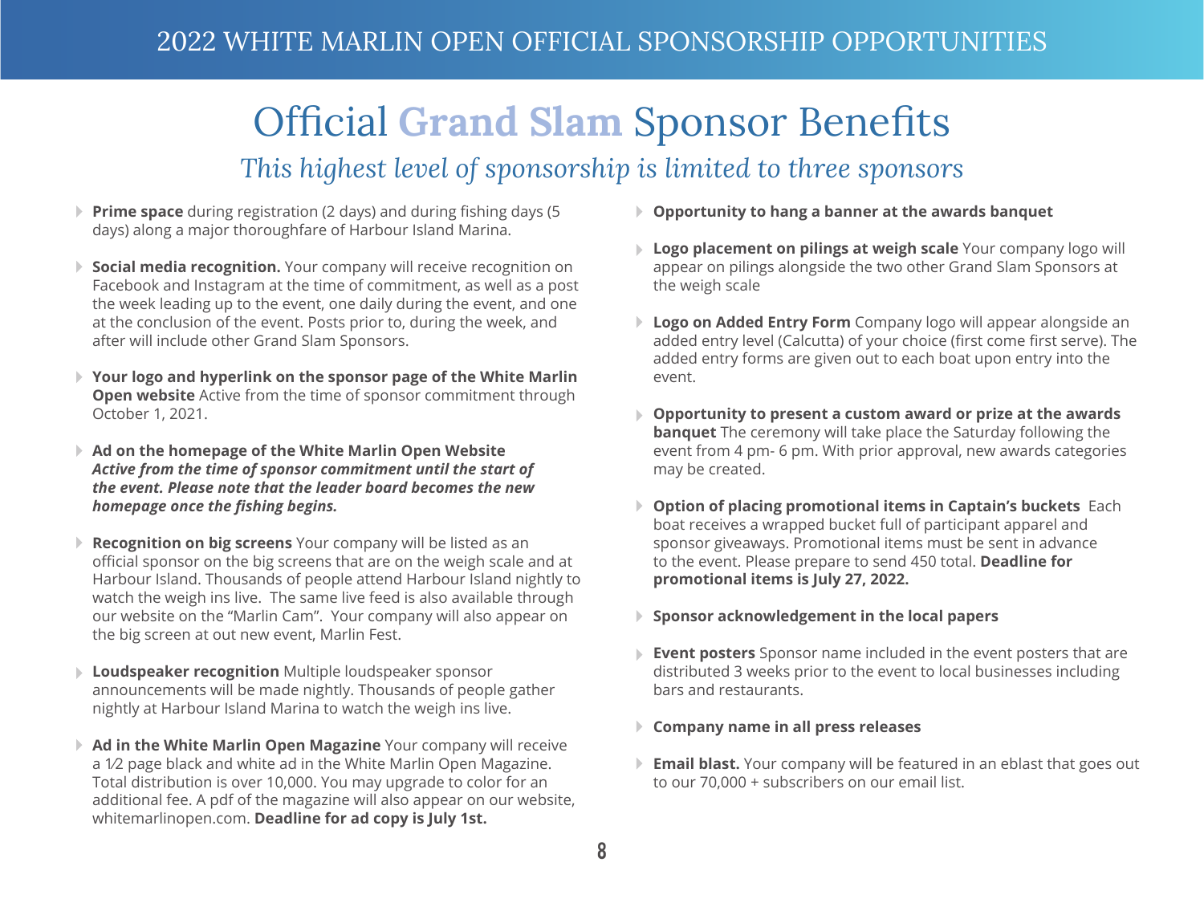# Official **Grand Slam** Sponsor Benefits

*This highest level of sponsorship is limited to three sponsors*

- **Prime space** during registration (2 days) and during fishing days (5 days) along a major thoroughfare of Harbour Island Marina.
- **Social media recognition.** Your company will receive recognition on Facebook and Instagram at the time of commitment, as well as a post the week leading up to the event, one daily during the event, and one at the conclusion of the event. Posts prior to, during the week, and after will include other Grand Slam Sponsors.
- **Your logo and hyperlink on the sponsor page of the White Marlin Open website** Active from the time of sponsor commitment through October 1, 2021.
- **Ad on the homepage of the White Marlin Open Website** ***Active from the time of sponsor commitment until the start of the event. Please note that the leader board becomes the new homepage once the fishing begins.***
- **Recognition on big screens** Your company will be listed as an official sponsor on the big screens that are on the weigh scale and at Harbour Island. Thousands of people attend Harbour Island nightly to watch the weigh ins live. The same live feed is also available through our website on the "Marlin Cam". Your company will also appear on the big screen at out new event, Marlin Fest.
- **Loudspeaker recognition** Multiple loudspeaker sponsor announcements will be made nightly. Thousands of people gather nightly at Harbour Island Marina to watch the weigh ins live.
- **Ad in the White Marlin Open Magazine** Your company will receive a 1⁄2 page black and white ad in the White Marlin Open Magazine. Total distribution is over 10,000. You may upgrade to color for an additional fee. A pdf of the magazine will also appear on our website, whitemarlinopen.com. **Deadline for ad copy is July 1st.**
- **Opportunity to hang a banner at the awards banquet**
- **Logo placement on pilings at weigh scale** Your company logo will appear on pilings alongside the two other Grand Slam Sponsors at the weigh scale
- **Logo on Added Entry Form** Company logo will appear alongside an added entry level (Calcutta) of your choice (first come first serve). The added entry forms are given out to each boat upon entry into the event.
- **Opportunity to present a custom award or prize at the awards banquet** The ceremony will take place the Saturday following the event from 4 pm- 6 pm. With prior approval, new awards categories may be created.
- **Option of placing promotional items in Captain's buckets** Each boat receives a wrapped bucket full of participant apparel and sponsor giveaways. Promotional items must be sent in advance to the event. Please prepare to send 450 total. **Deadline for promotional items is July 27, 2022.**
- **Sponsor acknowledgement in the local papers**
- **Event posters** Sponsor name included in the event posters that are distributed 3 weeks prior to the event to local businesses including bars and restaurants.
- **Company name in all press releases**
- **Email blast.** Your company will be featured in an eblast that goes out to our 70,000 + subscribers on our email list.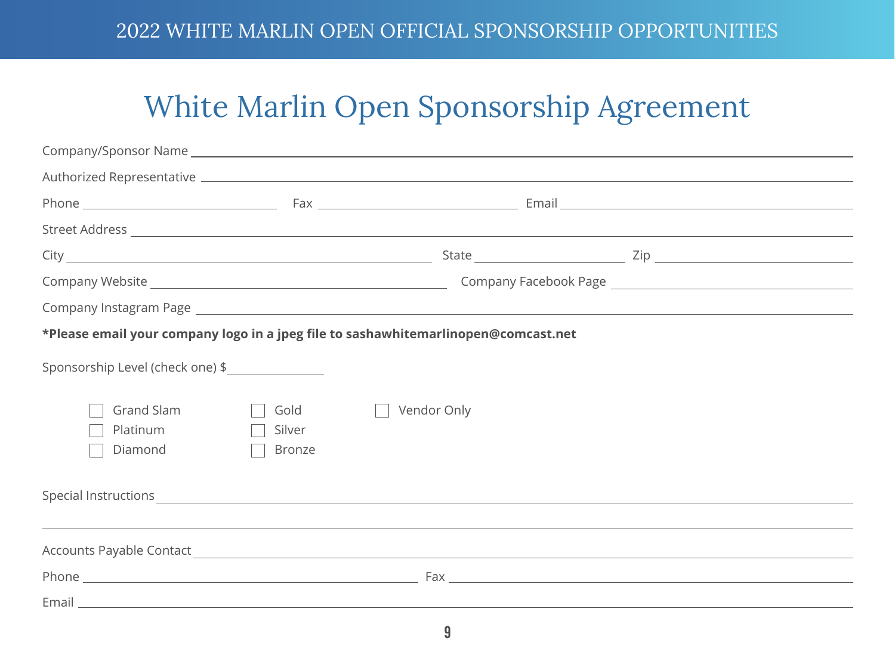# White Marlin Open Sponsorship Agreement

Company/Sponsor Name ______________________________

Authorized Representative ______________________________

Phone ______________ Fax ______________ Email ______________

Street Address ______________________________

City ______________ State ______________ Zip ______________

Company Website ______________ Company Facebook Page ______________

Company Instagram Page ______________________________

**\*Please email your company logo in a jpeg file to sashawhitemarlinopen@comcast.net**

Sponsorship Level (check one) $______________

- [ ] Grand Slam
- [ ] Platinum
- [ ] Diamond
- [ ] Gold
- [ ] Silver
- [ ] Bronze
- [ ] Vendor Only

Special Instructions ______________________________

______________________________

Accounts Payable Contact ______________________________

Phone ______________ Fax ______________

Email ______________________________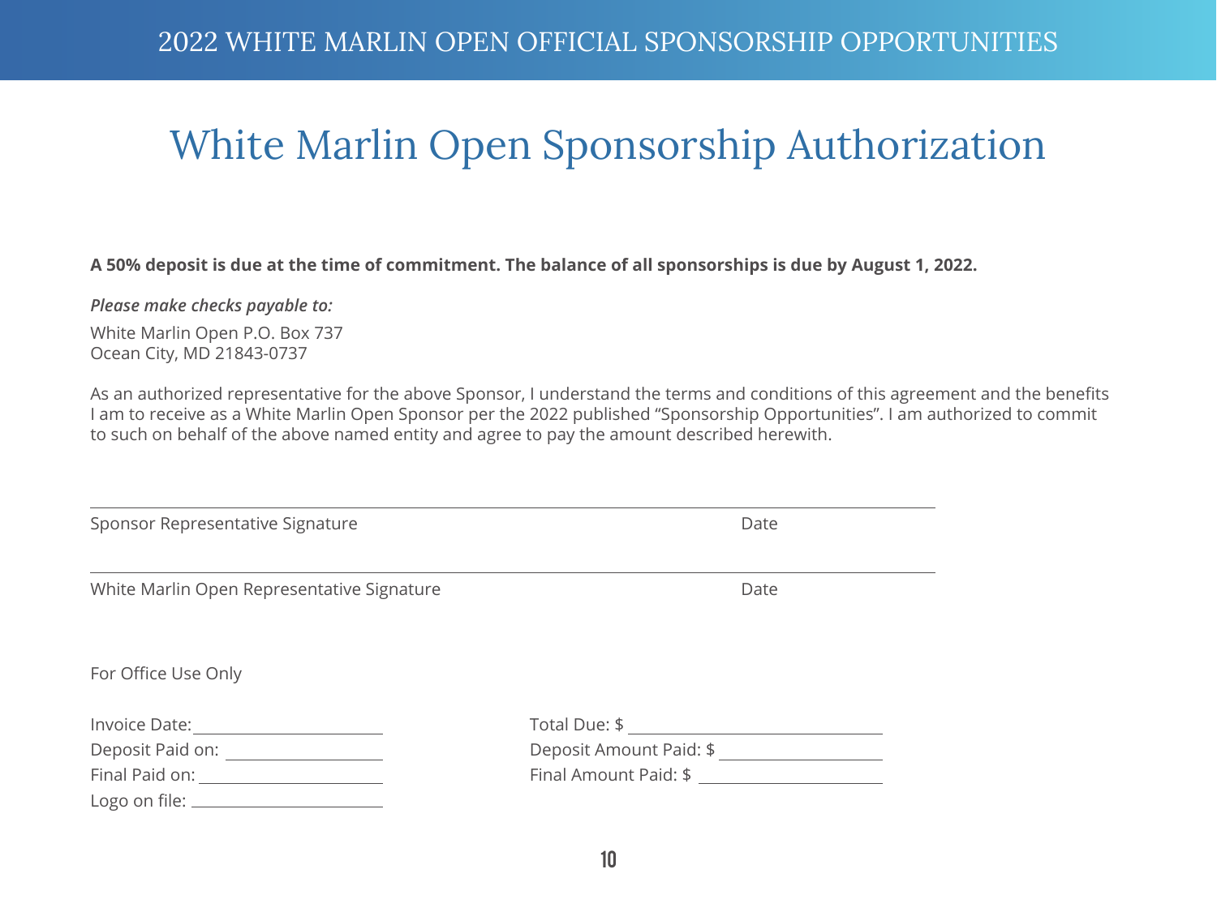# White Marlin Open Sponsorship Authorization

**A 50% deposit is due at the time of commitment. The balance of all sponsorships is due by August 1, 2022.**

***Please make checks payable to:***

White Marlin Open P.O. Box 737
Ocean City, MD 21843-0737

As an authorized representative for the above Sponsor, I understand the terms and conditions of this agreement and the benefits I am to receive as a White Marlin Open Sponsor per the 2022 published "Sponsorship Opportunities". I am authorized to commit to such on behalf of the above named entity and agree to pay the amount described herewith.

______________________________________________________________________

Sponsor Representative Signature                                                                 Date

______________________________________________________________________

White Marlin Open Representative Signature                                                     Date

For Office Use Only

Invoice Date: ____________________          Total Due: $ ____________________

Deposit Paid on: ____________________          Deposit Amount Paid: $ ____________________

Final Paid on: ____________________          Final Amount Paid: $ ____________________

Logo on file: ____________________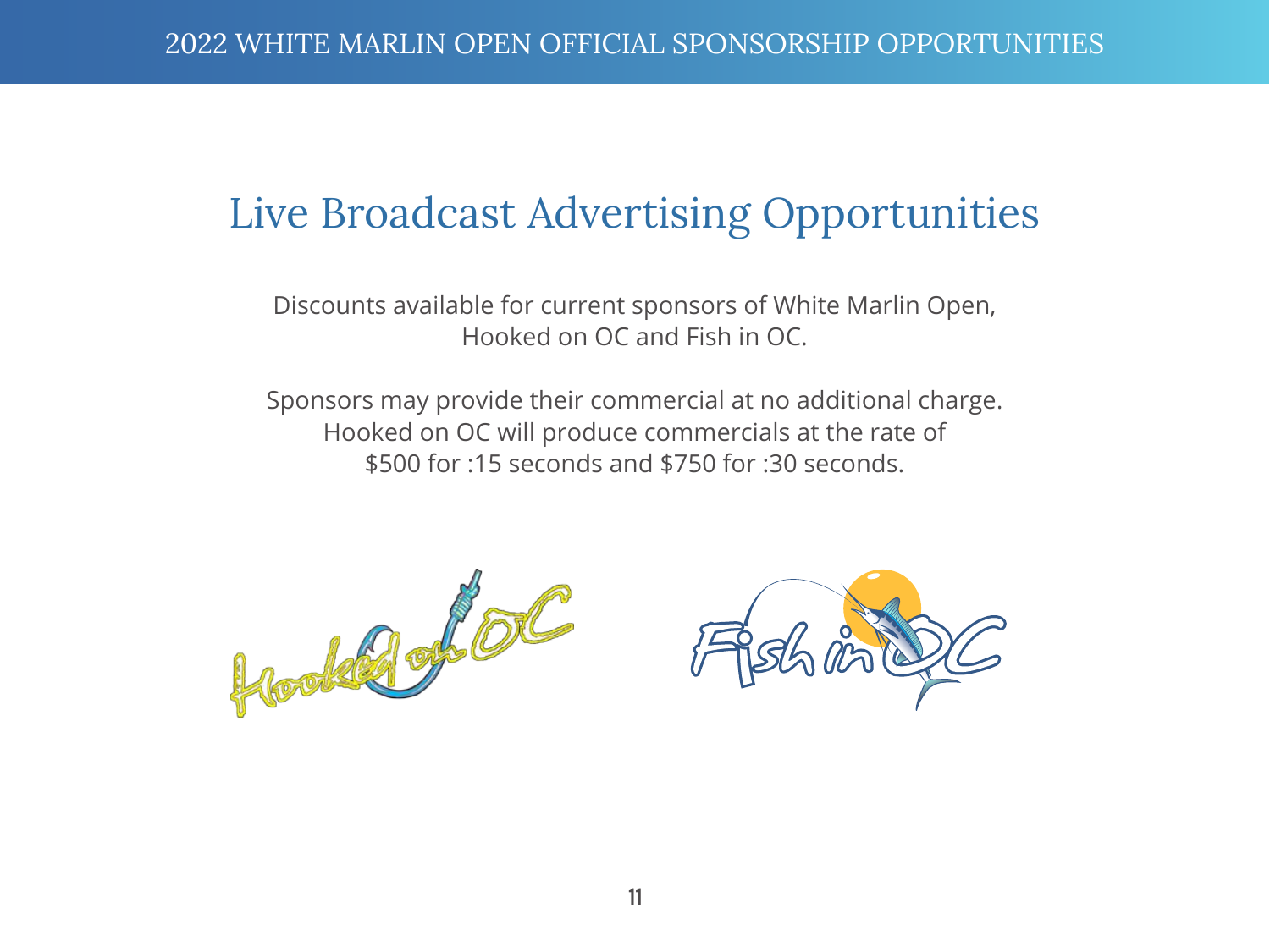# Live Broadcast Advertising Opportunities

Discounts available for current sponsors of White Marlin Open, Hooked on OC and Fish in OC.

Sponsors may provide their commercial at no additional charge. Hooked on OC will produce commercials at the rate of $500 for :15 seconds and $750 for :30 seconds.